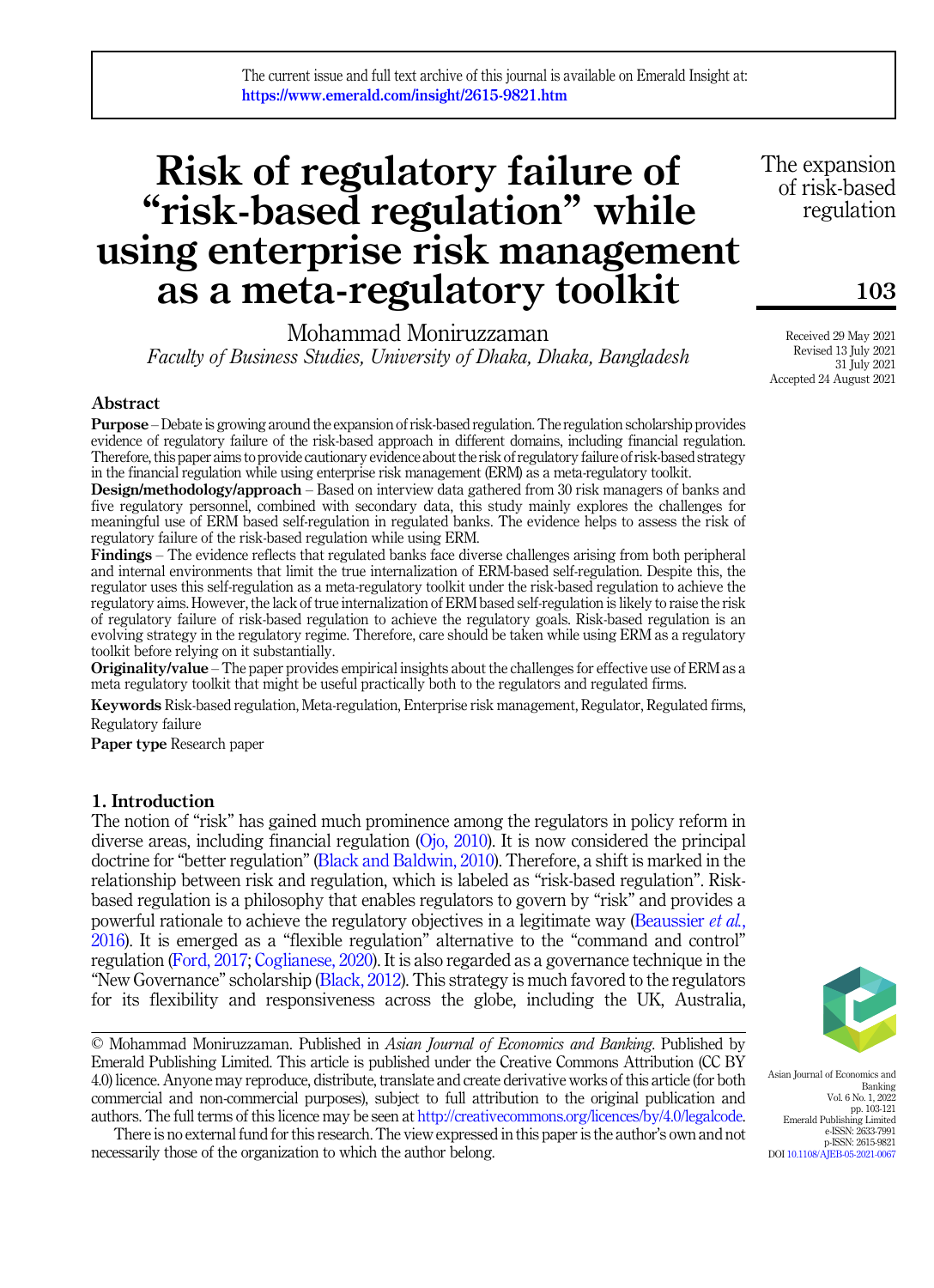The current issue and full text archive of this journal is available on Emerald Insight at: https://www.emerald.com/insight/2615-9821.htm

# Risk of regulatory failure of "risk-based regulation" while using enterprise risk management as a meta-regulatory toolkit

Mohammad Moniruzzaman

*Faculty of Business Studies, University of Dhaka, Dhaka, Bangladesh*

Received 29 May 2021
Revised 13 July 2021
31 July 2021
Accepted 24 August 2021

## Abstract

**Purpose** – Debate is growing around the expansion of risk-based regulation. The regulation scholarship provides evidence of regulatory failure of the risk-based approach in different domains, including financial regulation. Therefore, this paper aims to provide cautionary evidence about the risk of regulatory failure of risk-based strategy in the financial regulation while using enterprise risk management (ERM) as a meta-regulatory toolkit.

**Design/methodology/approach** – Based on interview data gathered from 30 risk managers of banks and five regulatory personnel, combined with secondary data, this study mainly explores the challenges for meaningful use of ERM based self-regulation in regulated banks. The evidence helps to assess the risk of regulatory failure of the risk-based regulation while using ERM.

**Findings** – The evidence reflects that regulated banks face diverse challenges arising from both peripheral and internal environments that limit the true internalization of ERM-based self-regulation. Despite this, the regulator uses this self-regulation as a meta-regulatory toolkit under the risk-based regulation to achieve the regulatory aims. However, the lack of true internalization of ERM based self-regulation is likely to raise the risk of regulatory failure of risk-based regulation to achieve the regulatory goals. Risk-based regulation is an evolving strategy in the regulatory regime. Therefore, care should be taken while using ERM as a regulatory toolkit before relying on it substantially.

**Originality/value** – The paper provides empirical insights about the challenges for effective use of ERM as a meta regulatory toolkit that might be useful practically both to the regulators and regulated firms.

**Keywords** Risk-based regulation, Meta-regulation, Enterprise risk management, Regulator, Regulated firms, Regulatory failure

**Paper type** Research paper

## 1. Introduction

The notion of "risk" has gained much prominence among the regulators in policy reform in diverse areas, including financial regulation (Ojo, 2010). It is now considered the principal doctrine for "better regulation" (Black and Baldwin, 2010). Therefore, a shift is marked in the relationship between risk and regulation, which is labeled as "risk-based regulation". Risk-based regulation is a philosophy that enables regulators to govern by "risk" and provides a powerful rationale to achieve the regulatory objectives in a legitimate way (Beaussier *et al.*, 2016). It is emerged as a "flexible regulation" alternative to the "command and control" regulation (Ford, 2017; Coglianese, 2020). It is also regarded as a governance technique in the "New Governance" scholarship (Black, 2012). This strategy is much favored to the regulators for its flexibility and responsiveness across the globe, including the UK, Australia,

© Mohammad Moniruzzaman. Published in *Asian Journal of Economics and Banking*. Published by Emerald Publishing Limited. This article is published under the Creative Commons Attribution (CC BY 4.0) licence. Anyone may reproduce, distribute, translate and create derivative works of this article (for both commercial and non-commercial purposes), subject to full attribution to the original publication and authors. The full terms of this licence may be seen at http://creativecommons.org/licences/by/4.0/legalcode.

There is no external fund for this research. The view expressed in this paper is the author's own and not necessarily those of the organization to which the author belong.

Asian Journal of Economics and Banking
Vol. 6 No. 1, 2022
pp. 103-121
Emerald Publishing Limited
e-ISSN: 2633-7991
p-ISSN: 2615-9821
DOI 10.1108/AJEB-05-2021-0067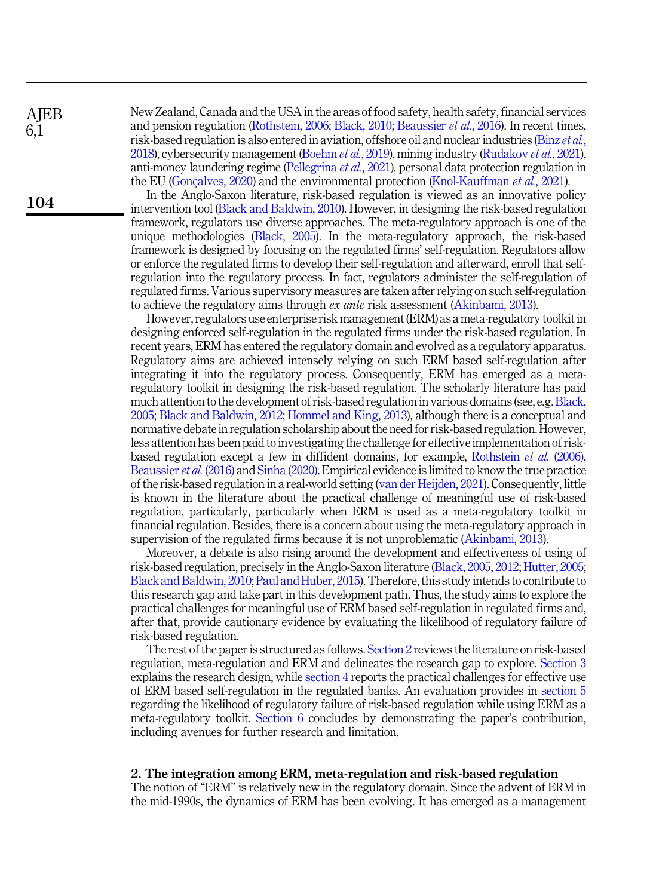New Zealand, Canada and the USA in the areas of food safety, health safety, financial services and pension regulation (Rothstein, 2006; Black, 2010; Beaussier *et al.*, 2016). In recent times, risk-based regulation is also entered in aviation, offshore oil and nuclear industries (Binz *et al.*, 2018), cybersecurity management (Boehm *et al.*, 2019), mining industry (Rudakov *et al.*, 2021), anti-money laundering regime (Pellegrina *et al.*, 2021), personal data protection regulation in the EU (Gonçalves, 2020) and the environmental protection (Knol-Kauffman *et al.*, 2021).

In the Anglo-Saxon literature, risk-based regulation is viewed as an innovative policy intervention tool (Black and Baldwin, 2010). However, in designing the risk-based regulation framework, regulators use diverse approaches. The meta-regulatory approach is one of the unique methodologies (Black, 2005). In the meta-regulatory approach, the risk-based framework is designed by focusing on the regulated firms' self-regulation. Regulators allow or enforce the regulated firms to develop their self-regulation and afterward, enroll that self-regulation into the regulatory process. In fact, regulators administer the self-regulation of regulated firms. Various supervisory measures are taken after relying on such self-regulation to achieve the regulatory aims through *ex ante* risk assessment (Akinbami, 2013).

However, regulators use enterprise risk management (ERM) as a meta-regulatory toolkit in designing enforced self-regulation in the regulated firms under the risk-based regulation. In recent years, ERM has entered the regulatory domain and evolved as a regulatory apparatus. Regulatory aims are achieved intensely relying on such ERM based self-regulation after integrating it into the regulatory process. Consequently, ERM has emerged as a meta-regulatory toolkit in designing the risk-based regulation. The scholarly literature has paid much attention to the development of risk-based regulation in various domains (see, e.g. Black, 2005; Black and Baldwin, 2012; Hommel and King, 2013), although there is a conceptual and normative debate in regulation scholarship about the need for risk-based regulation. However, less attention has been paid to investigating the challenge for effective implementation of risk-based regulation except a few in diffident domains, for example, Rothstein *et al.* (2006), Beaussier *et al.* (2016) and Sinha (2020). Empirical evidence is limited to know the true practice of the risk-based regulation in a real-world setting (van der Heijden, 2021). Consequently, little is known in the literature about the practical challenge of meaningful use of risk-based regulation, particularly, particularly when ERM is used as a meta-regulatory toolkit in financial regulation. Besides, there is a concern about using the meta-regulatory approach in supervision of the regulated firms because it is not unproblematic (Akinbami, 2013).

Moreover, a debate is also rising around the development and effectiveness of using of risk-based regulation, precisely in the Anglo-Saxon literature (Black, 2005, 2012; Hutter, 2005; Black and Baldwin, 2010; Paul and Huber, 2015). Therefore, this study intends to contribute to this research gap and take part in this development path. Thus, the study aims to explore the practical challenges for meaningful use of ERM based self-regulation in regulated firms and, after that, provide cautionary evidence by evaluating the likelihood of regulatory failure of risk-based regulation.

The rest of the paper is structured as follows. Section 2 reviews the literature on risk-based regulation, meta-regulation and ERM and delineates the research gap to explore. Section 3 explains the research design, while section 4 reports the practical challenges for effective use of ERM based self-regulation in the regulated banks. An evaluation provides in section 5 regarding the likelihood of regulatory failure of risk-based regulation while using ERM as a meta-regulatory toolkit. Section 6 concludes by demonstrating the paper's contribution, including avenues for further research and limitation.

## 2. The integration among ERM, meta-regulation and risk-based regulation

The notion of "ERM" is relatively new in the regulatory domain. Since the advent of ERM in the mid-1990s, the dynamics of ERM has been evolving. It has emerged as a management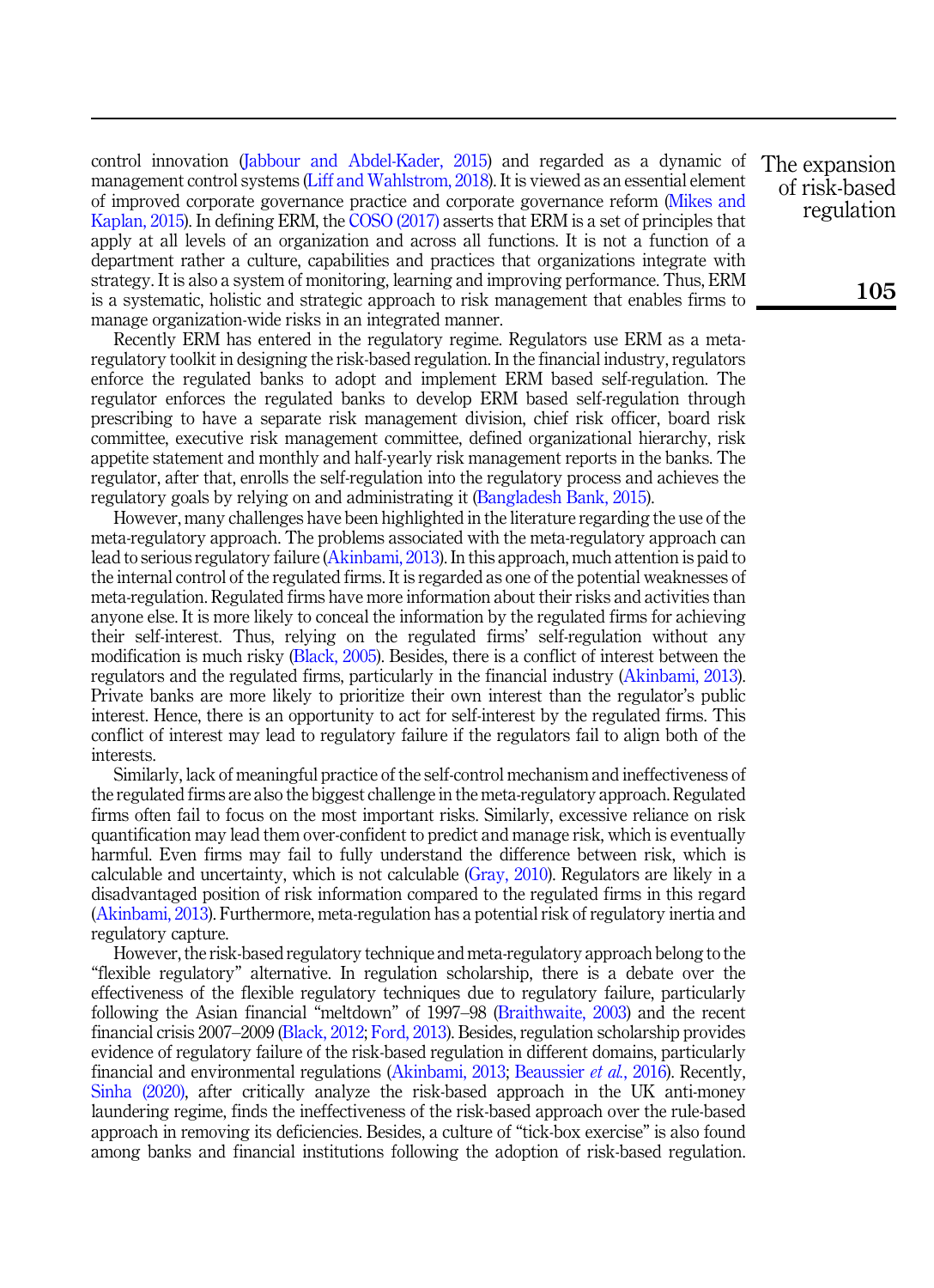control innovation (Jabbour and Abdel-Kader, 2015) and regarded as a dynamic of management control systems (Liff and Wahlstrom, 2018). It is viewed as an essential element of improved corporate governance practice and corporate governance reform (Mikes and Kaplan, 2015). In defining ERM, the COSO (2017) asserts that ERM is a set of principles that apply at all levels of an organization and across all functions. It is not a function of a department rather a culture, capabilities and practices that organizations integrate with strategy. It is also a system of monitoring, learning and improving performance. Thus, ERM is a systematic, holistic and strategic approach to risk management that enables firms to manage organization-wide risks in an integrated manner.

Recently ERM has entered in the regulatory regime. Regulators use ERM as a meta-regulatory toolkit in designing the risk-based regulation. In the financial industry, regulators enforce the regulated banks to adopt and implement ERM based self-regulation. The regulator enforces the regulated banks to develop ERM based self-regulation through prescribing to have a separate risk management division, chief risk officer, board risk committee, executive risk management committee, defined organizational hierarchy, risk appetite statement and monthly and half-yearly risk management reports in the banks. The regulator, after that, enrolls the self-regulation into the regulatory process and achieves the regulatory goals by relying on and administrating it (Bangladesh Bank, 2015).

However, many challenges have been highlighted in the literature regarding the use of the meta-regulatory approach. The problems associated with the meta-regulatory approach can lead to serious regulatory failure (Akinbami, 2013). In this approach, much attention is paid to the internal control of the regulated firms. It is regarded as one of the potential weaknesses of meta-regulation. Regulated firms have more information about their risks and activities than anyone else. It is more likely to conceal the information by the regulated firms for achieving their self-interest. Thus, relying on the regulated firms' self-regulation without any modification is much risky (Black, 2005). Besides, there is a conflict of interest between the regulators and the regulated firms, particularly in the financial industry (Akinbami, 2013). Private banks are more likely to prioritize their own interest than the regulator's public interest. Hence, there is an opportunity to act for self-interest by the regulated firms. This conflict of interest may lead to regulatory failure if the regulators fail to align both of the interests.

Similarly, lack of meaningful practice of the self-control mechanism and ineffectiveness of the regulated firms are also the biggest challenge in the meta-regulatory approach. Regulated firms often fail to focus on the most important risks. Similarly, excessive reliance on risk quantification may lead them over-confident to predict and manage risk, which is eventually harmful. Even firms may fail to fully understand the difference between risk, which is calculable and uncertainty, which is not calculable (Gray, 2010). Regulators are likely in a disadvantaged position of risk information compared to the regulated firms in this regard (Akinbami, 2013). Furthermore, meta-regulation has a potential risk of regulatory inertia and regulatory capture.

However, the risk-based regulatory technique and meta-regulatory approach belong to the "flexible regulatory" alternative. In regulation scholarship, there is a debate over the effectiveness of the flexible regulatory techniques due to regulatory failure, particularly following the Asian financial "meltdown" of 1997–98 (Braithwaite, 2003) and the recent financial crisis 2007–2009 (Black, 2012; Ford, 2013). Besides, regulation scholarship provides evidence of regulatory failure of the risk-based regulation in different domains, particularly financial and environmental regulations (Akinbami, 2013; Beaussier *et al.*, 2016). Recently, Sinha (2020), after critically analyze the risk-based approach in the UK anti-money laundering regime, finds the ineffectiveness of the risk-based approach over the rule-based approach in removing its deficiencies. Besides, a culture of "tick-box exercise" is also found among banks and financial institutions following the adoption of risk-based regulation.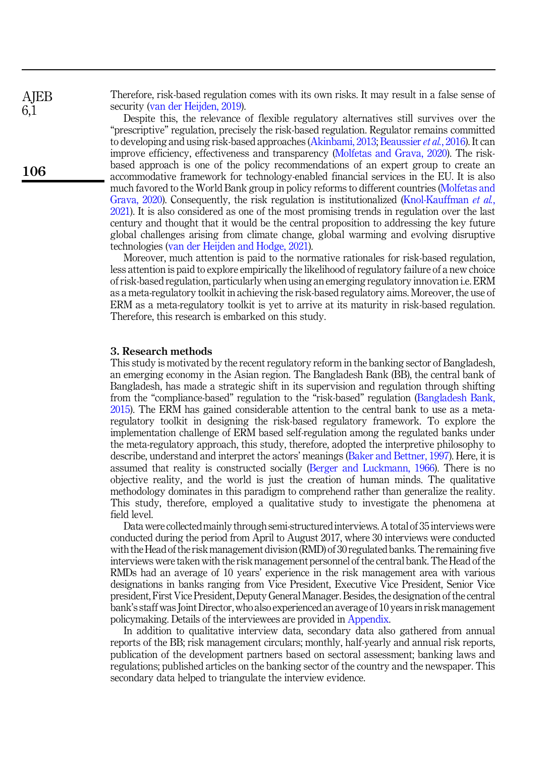Therefore, risk-based regulation comes with its own risks. It may result in a false sense of security (van der Heijden, 2019).

Despite this, the relevance of flexible regulatory alternatives still survives over the "prescriptive" regulation, precisely the risk-based regulation. Regulator remains committed to developing and using risk-based approaches (Akinbami, 2013; Beaussier *et al.*, 2016). It can improve efficiency, effectiveness and transparency (Molfetas and Grava, 2020). The risk-based approach is one of the policy recommendations of an expert group to create an accommodative framework for technology-enabled financial services in the EU. It is also much favored to the World Bank group in policy reforms to different countries (Molfetas and Grava, 2020). Consequently, the risk regulation is institutionalized (Knol-Kauffman *et al.*, 2021). It is also considered as one of the most promising trends in regulation over the last century and thought that it would be the central proposition to addressing the key future global challenges arising from climate change, global warming and evolving disruptive technologies (van der Heijden and Hodge, 2021).

Moreover, much attention is paid to the normative rationales for risk-based regulation, less attention is paid to explore empirically the likelihood of regulatory failure of a new choice of risk-based regulation, particularly when using an emerging regulatory innovation i.e. ERM as a meta-regulatory toolkit in achieving the risk-based regulatory aims. Moreover, the use of ERM as a meta-regulatory toolkit is yet to arrive at its maturity in risk-based regulation. Therefore, this research is embarked on this study.

## 3. Research methods

This study is motivated by the recent regulatory reform in the banking sector of Bangladesh, an emerging economy in the Asian region. The Bangladesh Bank (BB), the central bank of Bangladesh, has made a strategic shift in its supervision and regulation through shifting from the "compliance-based" regulation to the "risk-based" regulation (Bangladesh Bank, 2015). The ERM has gained considerable attention to the central bank to use as a meta-regulatory toolkit in designing the risk-based regulatory framework. To explore the implementation challenge of ERM based self-regulation among the regulated banks under the meta-regulatory approach, this study, therefore, adopted the interpretive philosophy to describe, understand and interpret the actors' meanings (Baker and Bettner, 1997). Here, it is assumed that reality is constructed socially (Berger and Luckmann, 1966). There is no objective reality, and the world is just the creation of human minds. The qualitative methodology dominates in this paradigm to comprehend rather than generalize the reality. This study, therefore, employed a qualitative study to investigate the phenomena at field level.

Data were collected mainly through semi-structured interviews. A total of 35 interviews were conducted during the period from April to August 2017, where 30 interviews were conducted with the Head of the risk management division (RMD) of 30 regulated banks. The remaining five interviews were taken with the risk management personnel of the central bank. The Head of the RMDs had an average of 10 years' experience in the risk management area with various designations in banks ranging from Vice President, Executive Vice President, Senior Vice president, First Vice President, Deputy General Manager. Besides, the designation of the central bank's staff was Joint Director, who also experienced an average of 10 years in risk management policymaking. Details of the interviewees are provided in Appendix.

In addition to qualitative interview data, secondary data also gathered from annual reports of the BB; risk management circulars; monthly, half-yearly and annual risk reports, publication of the development partners based on sectoral assessment; banking laws and regulations; published articles on the banking sector of the country and the newspaper. This secondary data helped to triangulate the interview evidence.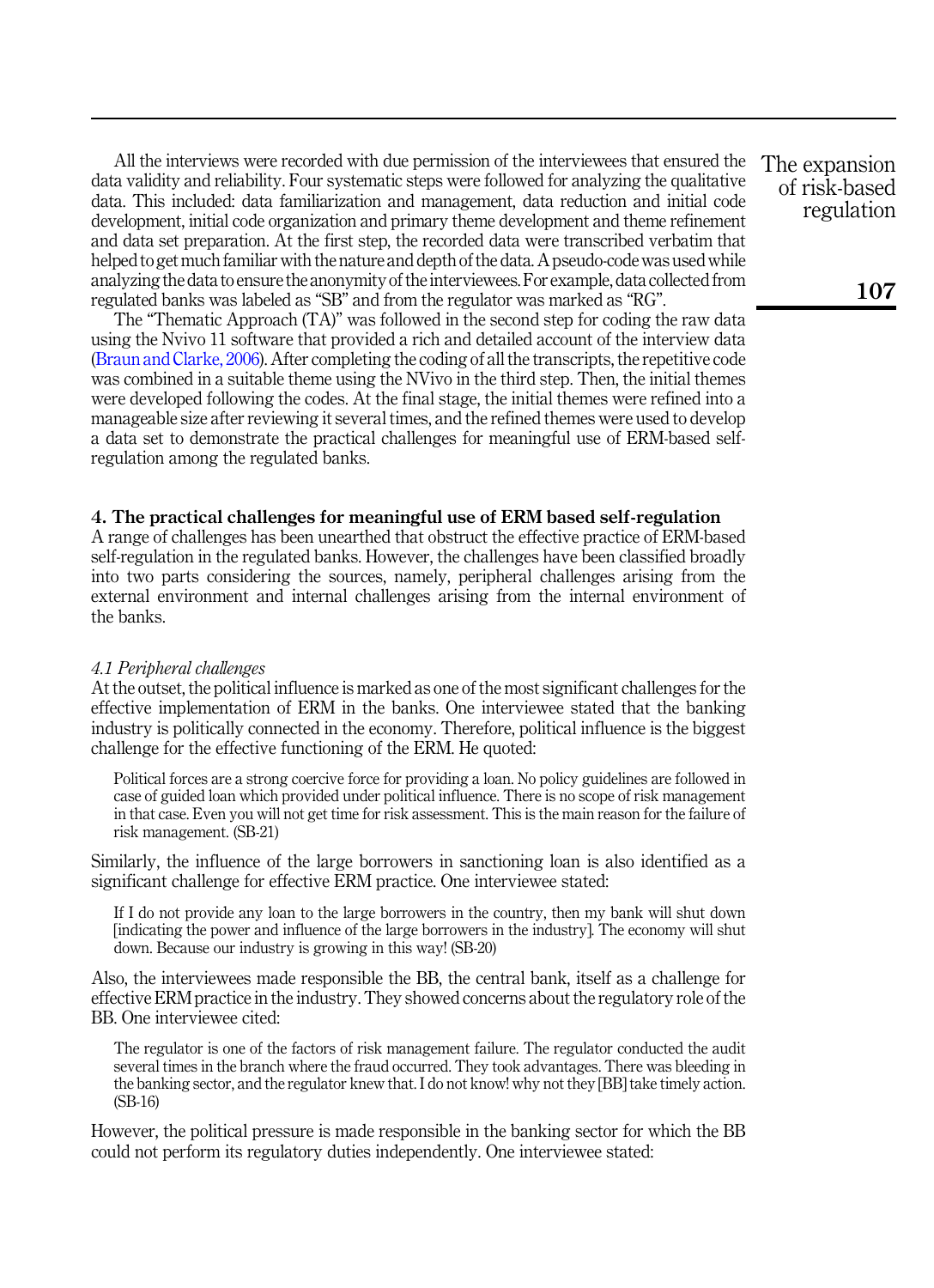All the interviews were recorded with due permission of the interviewees that ensured the data validity and reliability. Four systematic steps were followed for analyzing the qualitative data. This included: data familiarization and management, data reduction and initial code development, initial code organization and primary theme development and theme refinement and data set preparation. At the first step, the recorded data were transcribed verbatim that helped to get much familiar with the nature and depth of the data. A pseudo-code was used while analyzing the data to ensure the anonymity of the interviewees. For example, data collected from regulated banks was labeled as "SB" and from the regulator was marked as "RG".

The "Thematic Approach (TA)" was followed in the second step for coding the raw data using the Nvivo 11 software that provided a rich and detailed account of the interview data (Braun and Clarke, 2006). After completing the coding of all the transcripts, the repetitive code was combined in a suitable theme using the NVivo in the third step. Then, the initial themes were developed following the codes. At the final stage, the initial themes were refined into a manageable size after reviewing it several times, and the refined themes were used to develop a data set to demonstrate the practical challenges for meaningful use of ERM-based self-regulation among the regulated banks.

## 4. The practical challenges for meaningful use of ERM based self-regulation

A range of challenges has been unearthed that obstruct the effective practice of ERM-based self-regulation in the regulated banks. However, the challenges have been classified broadly into two parts considering the sources, namely, peripheral challenges arising from the external environment and internal challenges arising from the internal environment of the banks.

### *4.1 Peripheral challenges*

At the outset, the political influence is marked as one of the most significant challenges for the effective implementation of ERM in the banks. One interviewee stated that the banking industry is politically connected in the economy. Therefore, political influence is the biggest challenge for the effective functioning of the ERM. He quoted:

> Political forces are a strong coercive force for providing a loan. No policy guidelines are followed in case of guided loan which provided under political influence. There is no scope of risk management in that case. Even you will not get time for risk assessment. This is the main reason for the failure of risk management. (SB-21)

Similarly, the influence of the large borrowers in sanctioning loan is also identified as a significant challenge for effective ERM practice. One interviewee stated:

> If I do not provide any loan to the large borrowers in the country, then my bank will shut down [indicating the power and influence of the large borrowers in the industry]. The economy will shut down. Because our industry is growing in this way! (SB-20)

Also, the interviewees made responsible the BB, the central bank, itself as a challenge for effective ERM practice in the industry. They showed concerns about the regulatory role of the BB. One interviewee cited:

> The regulator is one of the factors of risk management failure. The regulator conducted the audit several times in the branch where the fraud occurred. They took advantages. There was bleeding in the banking sector, and the regulator knew that. I do not know! why not they [BB] take timely action. (SB-16)

However, the political pressure is made responsible in the banking sector for which the BB could not perform its regulatory duties independently. One interviewee stated: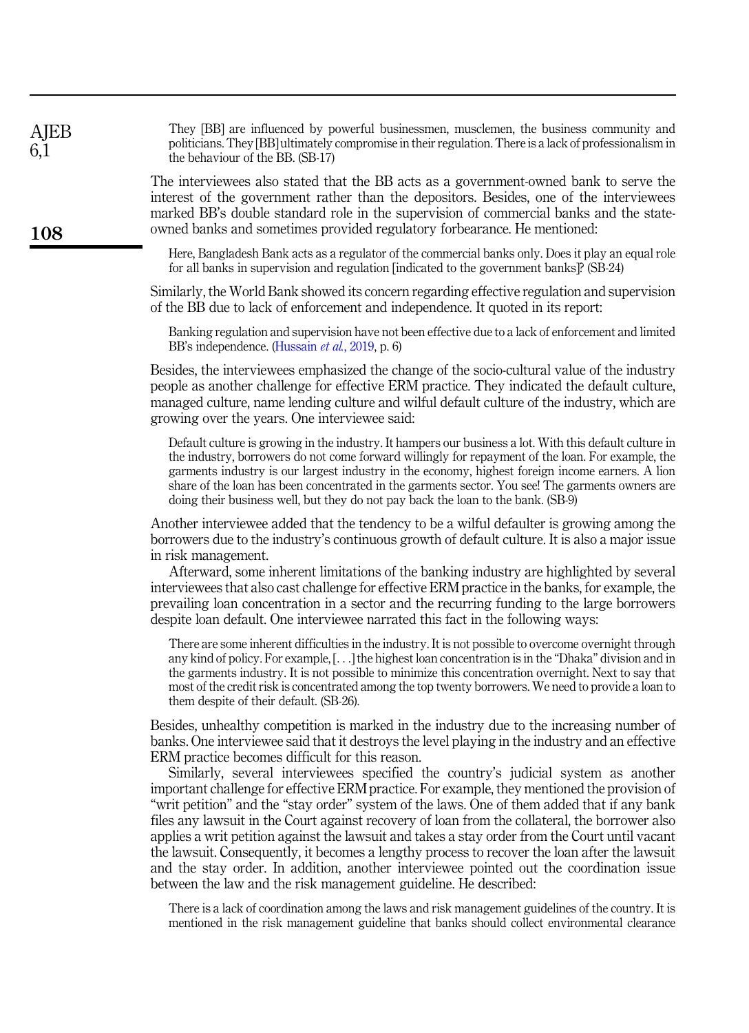> They [BB] are influenced by powerful businessmen, musclemen, the business community and politicians. They [BB] ultimately compromise in their regulation. There is a lack of professionalism in the behaviour of the BB. (SB-17)

The interviewees also stated that the BB acts as a government-owned bank to serve the interest of the government rather than the depositors. Besides, one of the interviewees marked BB's double standard role in the supervision of commercial banks and the state-owned banks and sometimes provided regulatory forbearance. He mentioned:

> Here, Bangladesh Bank acts as a regulator of the commercial banks only. Does it play an equal role for all banks in supervision and regulation [indicated to the government banks]? (SB-24)

Similarly, the World Bank showed its concern regarding effective regulation and supervision of the BB due to lack of enforcement and independence. It quoted in its report:

> Banking regulation and supervision have not been effective due to a lack of enforcement and limited BB's independence. (Hussain *et al.*, 2019, p. 6)

Besides, the interviewees emphasized the change of the socio-cultural value of the industry people as another challenge for effective ERM practice. They indicated the default culture, managed culture, name lending culture and wilful default culture of the industry, which are growing over the years. One interviewee said:

> Default culture is growing in the industry. It hampers our business a lot. With this default culture in the industry, borrowers do not come forward willingly for repayment of the loan. For example, the garments industry is our largest industry in the economy, highest foreign income earners. A lion share of the loan has been concentrated in the garments sector. You see! The garments owners are doing their business well, but they do not pay back the loan to the bank. (SB-9)

Another interviewee added that the tendency to be a wilful defaulter is growing among the borrowers due to the industry's continuous growth of default culture. It is also a major issue in risk management.

Afterward, some inherent limitations of the banking industry are highlighted by several interviewees that also cast challenge for effective ERM practice in the banks, for example, the prevailing loan concentration in a sector and the recurring funding to the large borrowers despite loan default. One interviewee narrated this fact in the following ways:

> There are some inherent difficulties in the industry. It is not possible to overcome overnight through any kind of policy. For example, [. . .] the highest loan concentration is in the "Dhaka" division and in the garments industry. It is not possible to minimize this concentration overnight. Next to say that most of the credit risk is concentrated among the top twenty borrowers. We need to provide a loan to them despite of their default. (SB-26).

Besides, unhealthy competition is marked in the industry due to the increasing number of banks. One interviewee said that it destroys the level playing in the industry and an effective ERM practice becomes difficult for this reason.

Similarly, several interviewees specified the country's judicial system as another important challenge for effective ERM practice. For example, they mentioned the provision of "writ petition" and the "stay order" system of the laws. One of them added that if any bank files any lawsuit in the Court against recovery of loan from the collateral, the borrower also applies a writ petition against the lawsuit and takes a stay order from the Court until vacant the lawsuit. Consequently, it becomes a lengthy process to recover the loan after the lawsuit and the stay order. In addition, another interviewee pointed out the coordination issue between the law and the risk management guideline. He described:

> There is a lack of coordination among the laws and risk management guidelines of the country. It is mentioned in the risk management guideline that banks should collect environmental clearance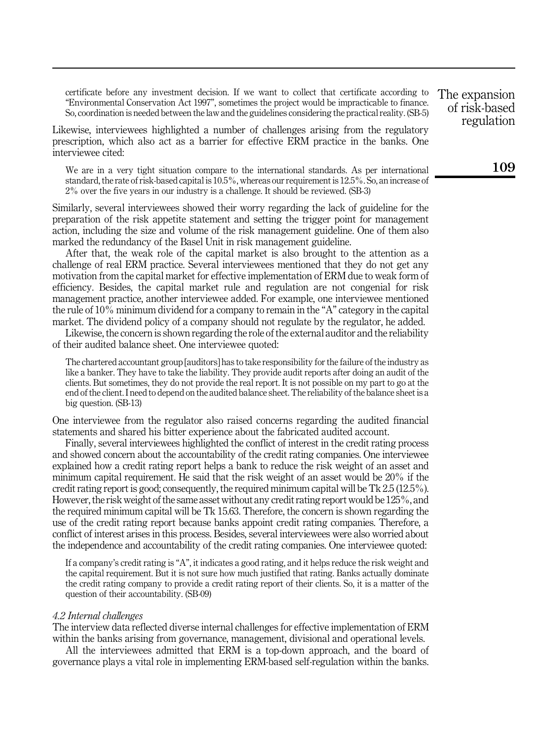> certificate before any investment decision. If we want to collect that certificate according to "Environmental Conservation Act 1997", sometimes the project would be impracticable to finance. So, coordination is needed between the law and the guidelines considering the practical reality. (SB-5)

Likewise, interviewees highlighted a number of challenges arising from the regulatory prescription, which also act as a barrier for effective ERM practice in the banks. One interviewee cited:

> We are in a very tight situation compare to the international standards. As per international standard, the rate of risk-based capital is 10.5%, whereas our requirement is 12.5%. So, an increase of 2% over the five years in our industry is a challenge. It should be reviewed. (SB-3)

Similarly, several interviewees showed their worry regarding the lack of guideline for the preparation of the risk appetite statement and setting the trigger point for management action, including the size and volume of the risk management guideline. One of them also marked the redundancy of the Basel Unit in risk management guideline.

After that, the weak role of the capital market is also brought to the attention as a challenge of real ERM practice. Several interviewees mentioned that they do not get any motivation from the capital market for effective implementation of ERM due to weak form of efficiency. Besides, the capital market rule and regulation are not congenial for risk management practice, another interviewee added. For example, one interviewee mentioned the rule of 10% minimum dividend for a company to remain in the "A" category in the capital market. The dividend policy of a company should not regulate by the regulator, he added.

Likewise, the concern is shown regarding the role of the external auditor and the reliability of their audited balance sheet. One interviewee quoted:

> The chartered accountant group [auditors] has to take responsibility for the failure of the industry as like a banker. They have to take the liability. They provide audit reports after doing an audit of the clients. But sometimes, they do not provide the real report. It is not possible on my part to go at the end of the client. I need to depend on the audited balance sheet. The reliability of the balance sheet is a big question. (SB-13)

One interviewee from the regulator also raised concerns regarding the audited financial statements and shared his bitter experience about the fabricated audited account.

Finally, several interviewees highlighted the conflict of interest in the credit rating process and showed concern about the accountability of the credit rating companies. One interviewee explained how a credit rating report helps a bank to reduce the risk weight of an asset and minimum capital requirement. He said that the risk weight of an asset would be 20% if the credit rating report is good; consequently, the required minimum capital will be Tk 2.5 (12.5%). However, the risk weight of the same asset without any credit rating report would be 125%, and the required minimum capital will be Tk 15.63. Therefore, the concern is shown regarding the use of the credit rating report because banks appoint credit rating companies. Therefore, a conflict of interest arises in this process. Besides, several interviewees were also worried about the independence and accountability of the credit rating companies. One interviewee quoted:

> If a company's credit rating is "A", it indicates a good rating, and it helps reduce the risk weight and the capital requirement. But it is not sure how much justified that rating. Banks actually dominate the credit rating company to provide a credit rating report of their clients. So, it is a matter of the question of their accountability. (SB-09)

### *4.2 Internal challenges*

The interview data reflected diverse internal challenges for effective implementation of ERM within the banks arising from governance, management, divisional and operational levels.

All the interviewees admitted that ERM is a top-down approach, and the board of governance plays a vital role in implementing ERM-based self-regulation within the banks.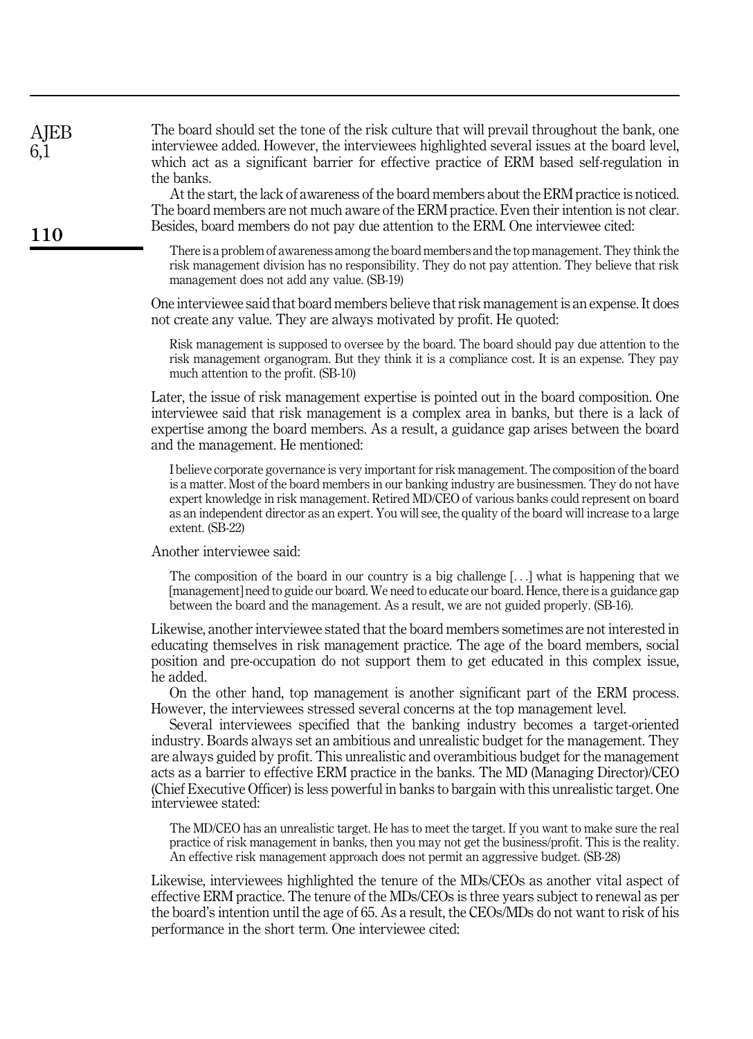The board should set the tone of the risk culture that will prevail throughout the bank, one interviewee added. However, the interviewees highlighted several issues at the board level, which act as a significant barrier for effective practice of ERM based self-regulation in the banks.

At the start, the lack of awareness of the board members about the ERM practice is noticed. The board members are not much aware of the ERM practice. Even their intention is not clear. Besides, board members do not pay due attention to the ERM. One interviewee cited:

> There is a problem of awareness among the board members and the top management. They think the risk management division has no responsibility. They do not pay attention. They believe that risk management does not add any value. (SB-19)

One interviewee said that board members believe that risk management is an expense. It does not create any value. They are always motivated by profit. He quoted:

> Risk management is supposed to oversee by the board. The board should pay due attention to the risk management organogram. But they think it is a compliance cost. It is an expense. They pay much attention to the profit. (SB-10)

Later, the issue of risk management expertise is pointed out in the board composition. One interviewee said that risk management is a complex area in banks, but there is a lack of expertise among the board members. As a result, a guidance gap arises between the board and the management. He mentioned:

> I believe corporate governance is very important for risk management. The composition of the board is a matter. Most of the board members in our banking industry are businessmen. They do not have expert knowledge in risk management. Retired MD/CEO of various banks could represent on board as an independent director as an expert. You will see, the quality of the board will increase to a large extent. (SB-22)

Another interviewee said:

> The composition of the board in our country is a big challenge [. . .] what is happening that we [management] need to guide our board. We need to educate our board. Hence, there is a guidance gap between the board and the management. As a result, we are not guided properly. (SB-16).

Likewise, another interviewee stated that the board members sometimes are not interested in educating themselves in risk management practice. The age of the board members, social position and pre-occupation do not support them to get educated in this complex issue, he added.

On the other hand, top management is another significant part of the ERM process. However, the interviewees stressed several concerns at the top management level.

Several interviewees specified that the banking industry becomes a target-oriented industry. Boards always set an ambitious and unrealistic budget for the management. They are always guided by profit. This unrealistic and overambitious budget for the management acts as a barrier to effective ERM practice in the banks. The MD (Managing Director)/CEO (Chief Executive Officer) is less powerful in banks to bargain with this unrealistic target. One interviewee stated:

> The MD/CEO has an unrealistic target. He has to meet the target. If you want to make sure the real practice of risk management in banks, then you may not get the business/profit. This is the reality. An effective risk management approach does not permit an aggressive budget. (SB-28)

Likewise, interviewees highlighted the tenure of the MDs/CEOs as another vital aspect of effective ERM practice. The tenure of the MDs/CEOs is three years subject to renewal as per the board's intention until the age of 65. As a result, the CEOs/MDs do not want to risk of his performance in the short term. One interviewee cited: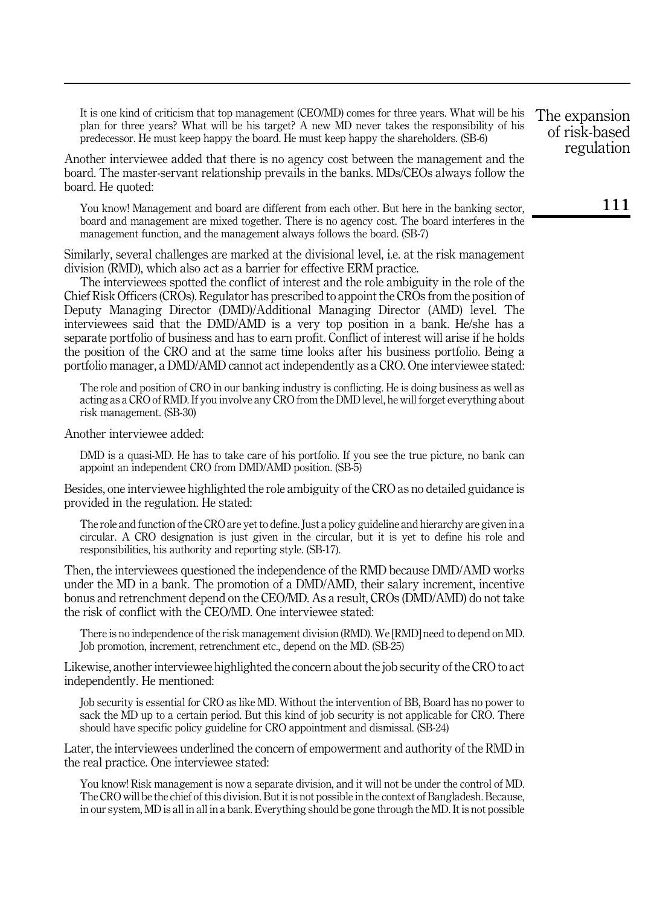> It is one kind of criticism that top management (CEO/MD) comes for three years. What will be his plan for three years? What will be his target? A new MD never takes the responsibility of his predecessor. He must keep happy the board. He must keep happy the shareholders. (SB-6)

Another interviewee added that there is no agency cost between the management and the board. The master-servant relationship prevails in the banks. MDs/CEOs always follow the board. He quoted:

> You know! Management and board are different from each other. But here in the banking sector, board and management are mixed together. There is no agency cost. The board interferes in the management function, and the management always follows the board. (SB-7)

Similarly, several challenges are marked at the divisional level, i.e. at the risk management division (RMD), which also act as a barrier for effective ERM practice.

The interviewees spotted the conflict of interest and the role ambiguity in the role of the Chief Risk Officers (CROs). Regulator has prescribed to appoint the CROs from the position of Deputy Managing Director (DMD)/Additional Managing Director (AMD) level. The interviewees said that the DMD/AMD is a very top position in a bank. He/she has a separate portfolio of business and has to earn profit. Conflict of interest will arise if he holds the position of the CRO and at the same time looks after his business portfolio. Being a portfolio manager, a DMD/AMD cannot act independently as a CRO. One interviewee stated:

> The role and position of CRO in our banking industry is conflicting. He is doing business as well as acting as a CRO of RMD. If you involve any CRO from the DMD level, he will forget everything about risk management. (SB-30)

Another interviewee added:

> DMD is a quasi-MD. He has to take care of his portfolio. If you see the true picture, no bank can appoint an independent CRO from DMD/AMD position. (SB-5)

Besides, one interviewee highlighted the role ambiguity of the CRO as no detailed guidance is provided in the regulation. He stated:

> The role and function of the CRO are yet to define. Just a policy guideline and hierarchy are given in a circular. A CRO designation is just given in the circular, but it is yet to define his role and responsibilities, his authority and reporting style. (SB-17).

Then, the interviewees questioned the independence of the RMD because DMD/AMD works under the MD in a bank. The promotion of a DMD/AMD, their salary increment, incentive bonus and retrenchment depend on the CEO/MD. As a result, CROs (DMD/AMD) do not take the risk of conflict with the CEO/MD. One interviewee stated:

> There is no independence of the risk management division (RMD). We [RMD] need to depend on MD. Job promotion, increment, retrenchment etc., depend on the MD. (SB-25)

Likewise, another interviewee highlighted the concern about the job security of the CRO to act independently. He mentioned:

> Job security is essential for CRO as like MD. Without the intervention of BB, Board has no power to sack the MD up to a certain period. But this kind of job security is not applicable for CRO. There should have specific policy guideline for CRO appointment and dismissal. (SB-24)

Later, the interviewees underlined the concern of empowerment and authority of the RMD in the real practice. One interviewee stated:

> You know! Risk management is now a separate division, and it will not be under the control of MD. The CRO will be the chief of this division. But it is not possible in the context of Bangladesh. Because, in our system, MD is all in all in a bank. Everything should be gone through the MD. It is not possible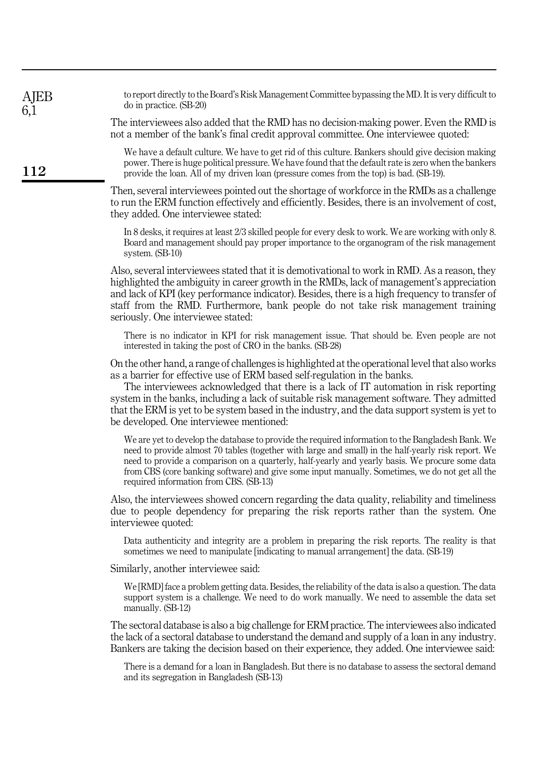> to report directly to the Board's Risk Management Committee bypassing the MD. It is very difficult to do in practice. (SB-20)

The interviewees also added that the RMD has no decision-making power. Even the RMD is not a member of the bank's final credit approval committee. One interviewee quoted:

> We have a default culture. We have to get rid of this culture. Bankers should give decision making power. There is huge political pressure. We have found that the default rate is zero when the bankers provide the loan. All of my driven loan (pressure comes from the top) is bad. (SB-19).

Then, several interviewees pointed out the shortage of workforce in the RMDs as a challenge to run the ERM function effectively and efficiently. Besides, there is an involvement of cost, they added. One interviewee stated:

> In 8 desks, it requires at least 2/3 skilled people for every desk to work. We are working with only 8. Board and management should pay proper importance to the organogram of the risk management system. (SB-10)

Also, several interviewees stated that it is demotivational to work in RMD. As a reason, they highlighted the ambiguity in career growth in the RMDs, lack of management's appreciation and lack of KPI (key performance indicator). Besides, there is a high frequency to transfer of staff from the RMD. Furthermore, bank people do not take risk management training seriously. One interviewee stated:

> There is no indicator in KPI for risk management issue. That should be. Even people are not interested in taking the post of CRO in the banks. (SB-28)

On the other hand, a range of challenges is highlighted at the operational level that also works as a barrier for effective use of ERM based self-regulation in the banks.

The interviewees acknowledged that there is a lack of IT automation in risk reporting system in the banks, including a lack of suitable risk management software. They admitted that the ERM is yet to be system based in the industry, and the data support system is yet to be developed. One interviewee mentioned:

> We are yet to develop the database to provide the required information to the Bangladesh Bank. We need to provide almost 70 tables (together with large and small) in the half-yearly risk report. We need to provide a comparison on a quarterly, half-yearly and yearly basis. We procure some data from CBS (core banking software) and give some input manually. Sometimes, we do not get all the required information from CBS. (SB-13)

Also, the interviewees showed concern regarding the data quality, reliability and timeliness due to people dependency for preparing the risk reports rather than the system. One interviewee quoted:

> Data authenticity and integrity are a problem in preparing the risk reports. The reality is that sometimes we need to manipulate [indicating to manual arrangement] the data. (SB-19)

Similarly, another interviewee said:

> We [RMD] face a problem getting data. Besides, the reliability of the data is also a question. The data support system is a challenge. We need to do work manually. We need to assemble the data set manually. (SB-12)

The sectoral database is also a big challenge for ERM practice. The interviewees also indicated the lack of a sectoral database to understand the demand and supply of a loan in any industry. Bankers are taking the decision based on their experience, they added. One interviewee said:

> There is a demand for a loan in Bangladesh. But there is no database to assess the sectoral demand and its segregation in Bangladesh (SB-13)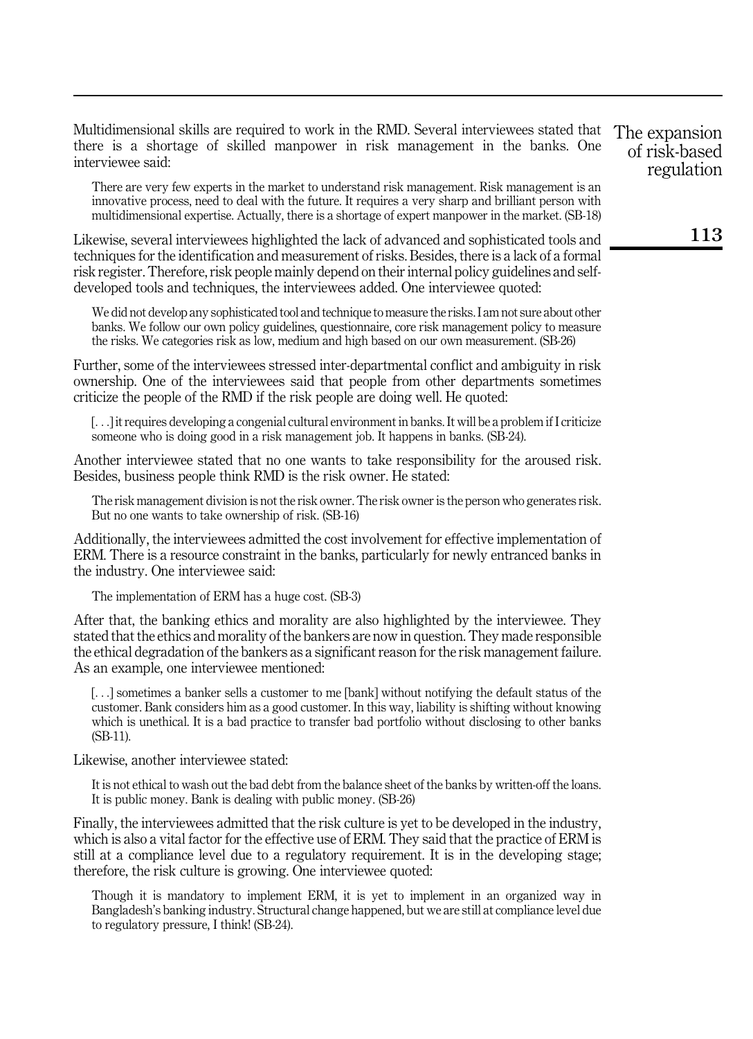Multidimensional skills are required to work in the RMD. Several interviewees stated that there is a shortage of skilled manpower in risk management in the banks. One interviewee said:

> There are very few experts in the market to understand risk management. Risk management is an innovative process, need to deal with the future. It requires a very sharp and brilliant person with multidimensional expertise. Actually, there is a shortage of expert manpower in the market. (SB-18)

Likewise, several interviewees highlighted the lack of advanced and sophisticated tools and techniques for the identification and measurement of risks. Besides, there is a lack of a formal risk register. Therefore, risk people mainly depend on their internal policy guidelines and self-developed tools and techniques, the interviewees added. One interviewee quoted:

> We did not develop any sophisticated tool and technique to measure the risks. I am not sure about other banks. We follow our own policy guidelines, questionnaire, core risk management policy to measure the risks. We categories risk as low, medium and high based on our own measurement. (SB-26)

Further, some of the interviewees stressed inter-departmental conflict and ambiguity in risk ownership. One of the interviewees said that people from other departments sometimes criticize the people of the RMD if the risk people are doing well. He quoted:

> [. . .] it requires developing a congenial cultural environment in banks. It will be a problem if I criticize someone who is doing good in a risk management job. It happens in banks. (SB-24).

Another interviewee stated that no one wants to take responsibility for the aroused risk. Besides, business people think RMD is the risk owner. He stated:

> The risk management division is not the risk owner. The risk owner is the person who generates risk. But no one wants to take ownership of risk. (SB-16)

Additionally, the interviewees admitted the cost involvement for effective implementation of ERM. There is a resource constraint in the banks, particularly for newly entranced banks in the industry. One interviewee said:

> The implementation of ERM has a huge cost. (SB-3)

After that, the banking ethics and morality are also highlighted by the interviewee. They stated that the ethics and morality of the bankers are now in question. They made responsible the ethical degradation of the bankers as a significant reason for the risk management failure. As an example, one interviewee mentioned:

> [. . .] sometimes a banker sells a customer to me [bank] without notifying the default status of the customer. Bank considers him as a good customer. In this way, liability is shifting without knowing which is unethical. It is a bad practice to transfer bad portfolio without disclosing to other banks (SB-11).

Likewise, another interviewee stated:

> It is not ethical to wash out the bad debt from the balance sheet of the banks by written-off the loans. It is public money. Bank is dealing with public money. (SB-26)

Finally, the interviewees admitted that the risk culture is yet to be developed in the industry, which is also a vital factor for the effective use of ERM. They said that the practice of ERM is still at a compliance level due to a regulatory requirement. It is in the developing stage; therefore, the risk culture is growing. One interviewee quoted:

> Though it is mandatory to implement ERM, it is yet to implement in an organized way in Bangladesh's banking industry. Structural change happened, but we are still at compliance level due to regulatory pressure, I think! (SB-24).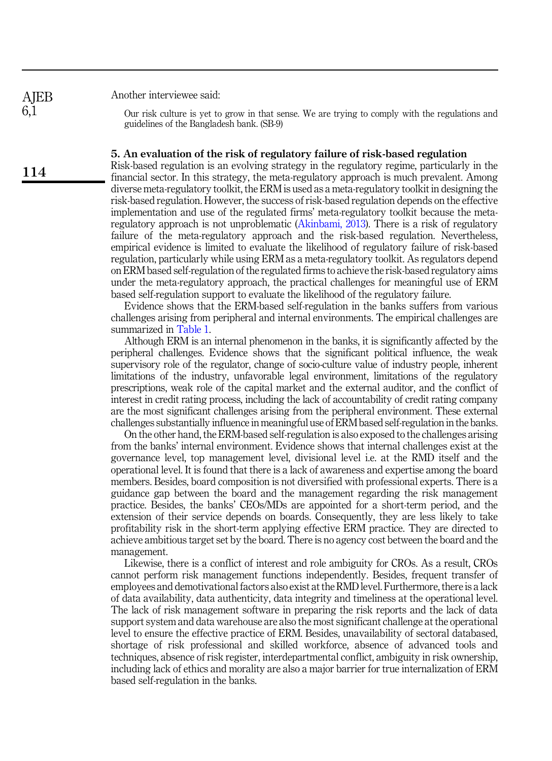Another interviewee said:

> Our risk culture is yet to grow in that sense. We are trying to comply with the regulations and guidelines of the Bangladesh bank. (SB-9)

## 5. An evaluation of the risk of regulatory failure of risk-based regulation

Risk-based regulation is an evolving strategy in the regulatory regime, particularly in the financial sector. In this strategy, the meta-regulatory approach is much prevalent. Among diverse meta-regulatory toolkit, the ERM is used as a meta-regulatory toolkit in designing the risk-based regulation. However, the success of risk-based regulation depends on the effective implementation and use of the regulated firms' meta-regulatory toolkit because the meta-regulatory approach is not unproblematic (Akinbami, 2013). There is a risk of regulatory failure of the meta-regulatory approach and the risk-based regulation. Nevertheless, empirical evidence is limited to evaluate the likelihood of regulatory failure of risk-based regulation, particularly while using ERM as a meta-regulatory toolkit. As regulators depend on ERM based self-regulation of the regulated firms to achieve the risk-based regulatory aims under the meta-regulatory approach, the practical challenges for meaningful use of ERM based self-regulation support to evaluate the likelihood of the regulatory failure.

Evidence shows that the ERM-based self-regulation in the banks suffers from various challenges arising from peripheral and internal environments. The empirical challenges are summarized in Table 1.

Although ERM is an internal phenomenon in the banks, it is significantly affected by the peripheral challenges. Evidence shows that the significant political influence, the weak supervisory role of the regulator, change of socio-culture value of industry people, inherent limitations of the industry, unfavorable legal environment, limitations of the regulatory prescriptions, weak role of the capital market and the external auditor, and the conflict of interest in credit rating process, including the lack of accountability of credit rating company are the most significant challenges arising from the peripheral environment. These external challenges substantially influence in meaningful use of ERM based self-regulation in the banks.

On the other hand, the ERM-based self-regulation is also exposed to the challenges arising from the banks' internal environment. Evidence shows that internal challenges exist at the governance level, top management level, divisional level i.e. at the RMD itself and the operational level. It is found that there is a lack of awareness and expertise among the board members. Besides, board composition is not diversified with professional experts. There is a guidance gap between the board and the management regarding the risk management practice. Besides, the banks' CEOs/MDs are appointed for a short-term period, and the extension of their service depends on boards. Consequently, they are less likely to take profitability risk in the short-term applying effective ERM practice. They are directed to achieve ambitious target set by the board. There is no agency cost between the board and the management.

Likewise, there is a conflict of interest and role ambiguity for CROs. As a result, CROs cannot perform risk management functions independently. Besides, frequent transfer of employees and demotivational factors also exist at the RMD level. Furthermore, there is a lack of data availability, data authenticity, data integrity and timeliness at the operational level. The lack of risk management software in preparing the risk reports and the lack of data support system and data warehouse are also the most significant challenge at the operational level to ensure the effective practice of ERM. Besides, unavailability of sectoral databased, shortage of risk professional and skilled workforce, absence of advanced tools and techniques, absence of risk register, interdepartmental conflict, ambiguity in risk ownership, including lack of ethics and morality are also a major barrier for true internalization of ERM based self-regulation in the banks.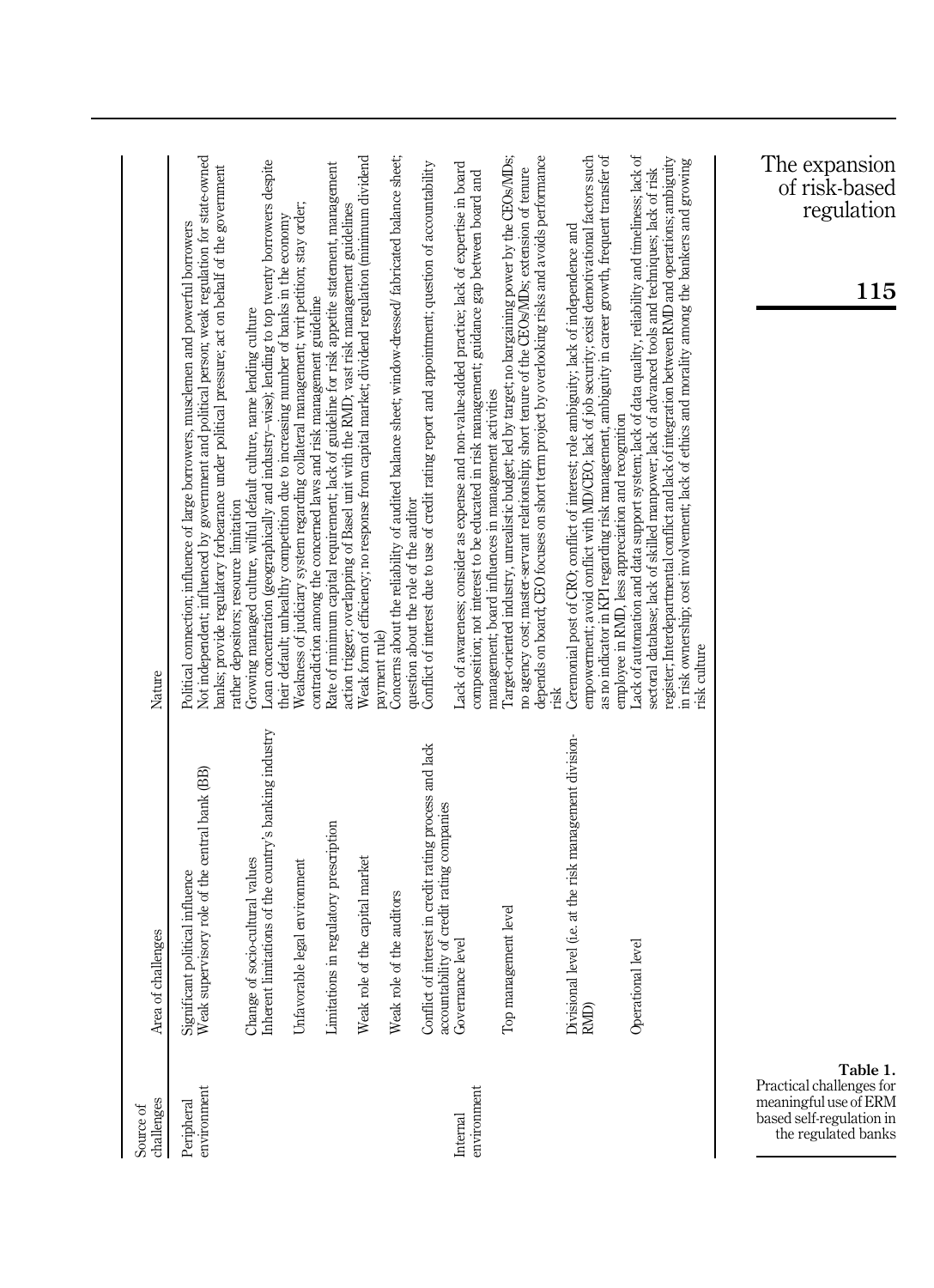| Source of challenges | Area of challenges | Nature |
|---|---|---|
| Peripheral environment | Significant political influence | Political connection; influence of large borrowers, musclemen and powerful borrowers |
| | Weak supervisory role of the central bank (BB) | Not independent; influenced by government and political person; weak regulation for state-owned banks; provide regulatory forbearance under political pressure; act on behalf of the government rather depositors; resource limitation |
| | Change of socio-cultural values | Growing managed culture, wilful default culture, name lending culture |
| | Inherent limitations of the country's banking industry | Loan concentration (geographically and industry–wise); lending to top twenty borrowers despite their default; unhealthy competition due to increasing number of banks in the economy |
| | Unfavorable legal environment | Weakness of judiciary system regarding collateral management; writ petition; stay order; contradiction among the concerned laws and risk management guideline |
| | Limitations in regulatory prescription | Rate of minimum capital requirement; lack of guideline for risk appetite statement, management action trigger; overlapping of Basel unit with the RMD; vast risk management guidelines |
| | Weak role of the capital market | Weak form of efficiency; no response from capital market; dividend regulation (minimum dividend payment rule) |
| | Weak role of the auditors | Concerns about the reliability of audited balance sheet; window-dressed/ fabricated balance sheet; question about the role of the auditor |
| | Conflict of interest in credit rating process and lack accountability of credit rating companies | Conflict of interest due to use of credit rating report and appointment; question of accountability |
| Internal environment | Governance level | Lack of awareness; consider as expense and non-value-added practice; lack of expertise in board composition; not interest to be educated in risk management; guidance gap between board and management; board influences in management activities |
| | Top management level | Target-oriented industry, unrealistic budget; led by target; no bargaining power by the CEOs/MDs; no agency cost; master-servant relationship; short tenure of the CEOs/MDs; extension of tenure depends on board; CEO focuses on short term project by overlooking risks and avoids performance risk |
| | Divisional level (i.e. at the risk management division-RMD) | Ceremonial post of CRO; conflict of interest; role ambiguity; lack of independence and empowerment; avoid conflict with MD/CEO; lack of job security; exist demotivational factors such as no indicator in KPI regarding risk management, ambiguity in career growth, frequent transfer of employee in RMD, less appreciation and recognition |
| | Operational level | Lack of automation and data support system; lack of data quality, reliability and timeliness; lack of sectoral database; lack of skilled manpower; lack of advanced tools and techniques; lack of risk register; Interdepartmental conflict and lack of integration between RMD and operations; ambiguity in risk ownership; cost involvement; lack of ethics and morality among the bankers and growing risk culture |

**Table 1.** Practical challenges for meaningful use of ERM based self-regulation in the regulated banks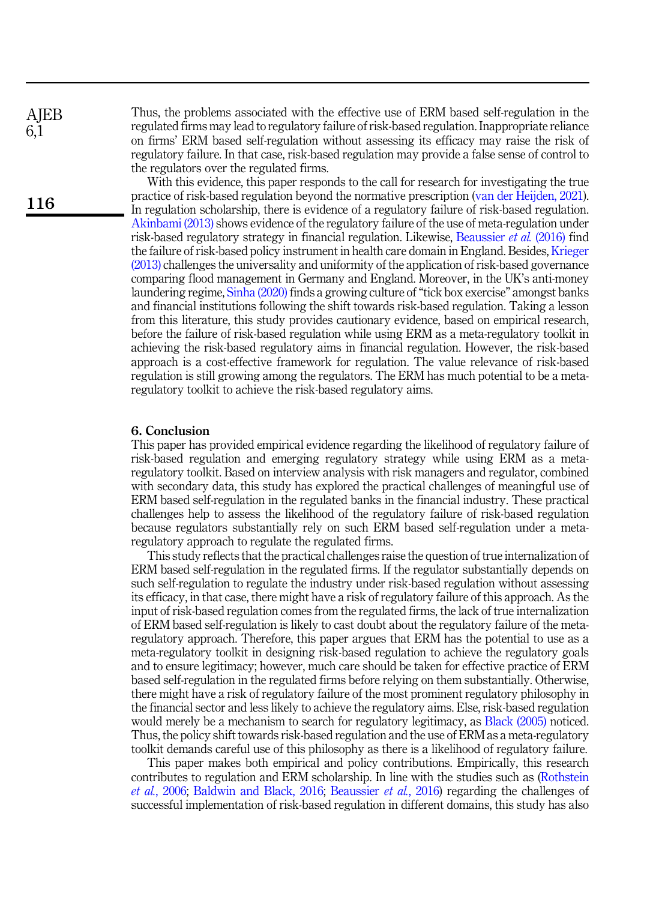Thus, the problems associated with the effective use of ERM based self-regulation in the regulated firms may lead to regulatory failure of risk-based regulation. Inappropriate reliance on firms' ERM based self-regulation without assessing its efficacy may raise the risk of regulatory failure. In that case, risk-based regulation may provide a false sense of control to the regulators over the regulated firms.

With this evidence, this paper responds to the call for research for investigating the true practice of risk-based regulation beyond the normative prescription (van der Heijden, 2021). In regulation scholarship, there is evidence of a regulatory failure of risk-based regulation. Akinbami (2013) shows evidence of the regulatory failure of the use of meta-regulation under risk-based regulatory strategy in financial regulation. Likewise, Beaussier *et al.* (2016) find the failure of risk-based policy instrument in health care domain in England. Besides, Krieger (2013) challenges the universality and uniformity of the application of risk-based governance comparing flood management in Germany and England. Moreover, in the UK's anti-money laundering regime, Sinha (2020) finds a growing culture of "tick box exercise" amongst banks and financial institutions following the shift towards risk-based regulation. Taking a lesson from this literature, this study provides cautionary evidence, based on empirical research, before the failure of risk-based regulation while using ERM as a meta-regulatory toolkit in achieving the risk-based regulatory aims in financial regulation. However, the risk-based approach is a cost-effective framework for regulation. The value relevance of risk-based regulation is still growing among the regulators. The ERM has much potential to be a meta-regulatory toolkit to achieve the risk-based regulatory aims.

## 6. Conclusion

This paper has provided empirical evidence regarding the likelihood of regulatory failure of risk-based regulation and emerging regulatory strategy while using ERM as a meta-regulatory toolkit. Based on interview analysis with risk managers and regulator, combined with secondary data, this study has explored the practical challenges of meaningful use of ERM based self-regulation in the regulated banks in the financial industry. These practical challenges help to assess the likelihood of the regulatory failure of risk-based regulation because regulators substantially rely on such ERM based self-regulation under a meta-regulatory approach to regulate the regulated firms.

This study reflects that the practical challenges raise the question of true internalization of ERM based self-regulation in the regulated firms. If the regulator substantially depends on such self-regulation to regulate the industry under risk-based regulation without assessing its efficacy, in that case, there might have a risk of regulatory failure of this approach. As the input of risk-based regulation comes from the regulated firms, the lack of true internalization of ERM based self-regulation is likely to cast doubt about the regulatory failure of the meta-regulatory approach. Therefore, this paper argues that ERM has the potential to use as a meta-regulatory toolkit in designing risk-based regulation to achieve the regulatory goals and to ensure legitimacy; however, much care should be taken for effective practice of ERM based self-regulation in the regulated firms before relying on them substantially. Otherwise, there might have a risk of regulatory failure of the most prominent regulatory philosophy in the financial sector and less likely to achieve the regulatory aims. Else, risk-based regulation would merely be a mechanism to search for regulatory legitimacy, as Black (2005) noticed. Thus, the policy shift towards risk-based regulation and the use of ERM as a meta-regulatory toolkit demands careful use of this philosophy as there is a likelihood of regulatory failure.

This paper makes both empirical and policy contributions. Empirically, this research contributes to regulation and ERM scholarship. In line with the studies such as (Rothstein *et al.*, 2006; Baldwin and Black, 2016; Beaussier *et al.*, 2016) regarding the challenges of successful implementation of risk-based regulation in different domains, this study has also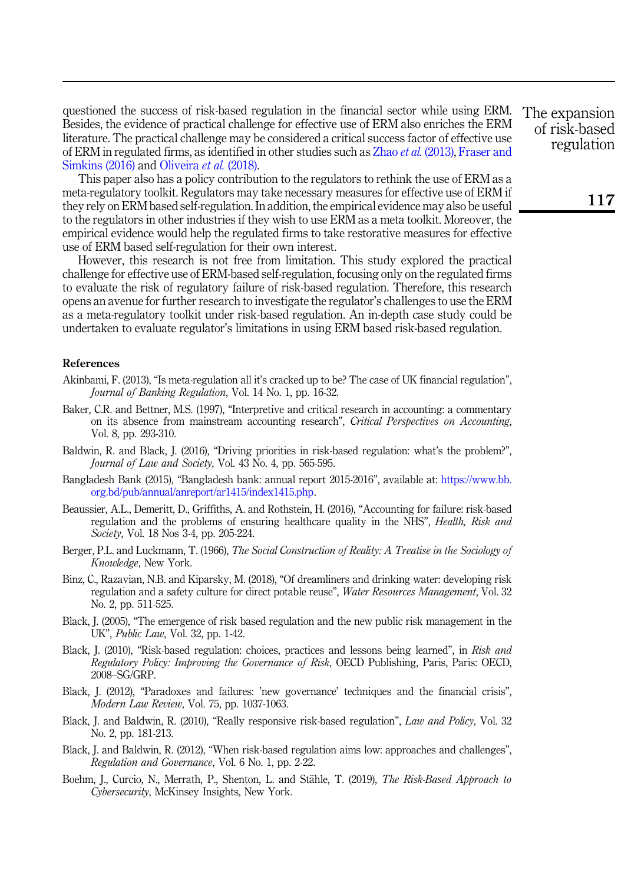questioned the success of risk-based regulation in the financial sector while using ERM. Besides, the evidence of practical challenge for effective use of ERM also enriches the ERM literature. The practical challenge may be considered a critical success factor of effective use of ERM in regulated firms, as identified in other studies such as Zhao *et al.* (2013), Fraser and Simkins (2016) and Oliveira *et al.* (2018).

This paper also has a policy contribution to the regulators to rethink the use of ERM as a meta-regulatory toolkit. Regulators may take necessary measures for effective use of ERM if they rely on ERM based self-regulation. In addition, the empirical evidence may also be useful to the regulators in other industries if they wish to use ERM as a meta toolkit. Moreover, the empirical evidence would help the regulated firms to take restorative measures for effective use of ERM based self-regulation for their own interest.

However, this research is not free from limitation. This study explored the practical challenge for effective use of ERM-based self-regulation, focusing only on the regulated firms to evaluate the risk of regulatory failure of risk-based regulation. Therefore, this research opens an avenue for further research to investigate the regulator's challenges to use the ERM as a meta-regulatory toolkit under risk-based regulation. An in-depth case study could be undertaken to evaluate regulator's limitations in using ERM based risk-based regulation.

## References

Akinbami, F. (2013), "Is meta-regulation all it's cracked up to be? The case of UK financial regulation", *Journal of Banking Regulation*, Vol. 14 No. 1, pp. 16-32.

Baker, C.R. and Bettner, M.S. (1997), "Interpretive and critical research in accounting: a commentary on its absence from mainstream accounting research", *Critical Perspectives on Accounting*, Vol. 8, pp. 293-310.

Baldwin, R. and Black, J. (2016), "Driving priorities in risk-based regulation: what's the problem?", *Journal of Law and Society*, Vol. 43 No. 4, pp. 565-595.

Bangladesh Bank (2015), "Bangladesh bank: annual report 2015-2016", available at: https://www.bb.org.bd/pub/annual/anreport/ar1415/index1415.php.

Beaussier, A.L., Demeritt, D., Griffiths, A. and Rothstein, H. (2016), "Accounting for failure: risk-based regulation and the problems of ensuring healthcare quality in the NHS", *Health, Risk and Society*, Vol. 18 Nos 3-4, pp. 205-224.

Berger, P.L. and Luckmann, T. (1966), *The Social Construction of Reality: A Treatise in the Sociology of Knowledge*, New York.

Binz, C., Razavian, N.B. and Kiparsky, M. (2018), "Of dreamliners and drinking water: developing risk regulation and a safety culture for direct potable reuse", *Water Resources Management*, Vol. 32 No. 2, pp. 511-525.

Black, J. (2005), "The emergence of risk based regulation and the new public risk management in the UK", *Public Law*, Vol. 32, pp. 1-42.

Black, J. (2010), "Risk-based regulation: choices, practices and lessons being learned", in *Risk and Regulatory Policy: Improving the Governance of Risk*, OECD Publishing, Paris, Paris: OECD, 2008–SG/GRP.

Black, J. (2012), "Paradoxes and failures: 'new governance' techniques and the financial crisis", *Modern Law Review*, Vol. 75, pp. 1037-1063.

Black, J. and Baldwin, R. (2010), "Really responsive risk-based regulation", *Law and Policy*, Vol. 32 No. 2, pp. 181-213.

Black, J. and Baldwin, R. (2012), "When risk-based regulation aims low: approaches and challenges", *Regulation and Governance*, Vol. 6 No. 1, pp. 2-22.

Boehm, J., Curcio, N., Merrath, P., Shenton, L. and Stähle, T. (2019), *The Risk-Based Approach to Cybersecurity*, McKinsey Insights, New York.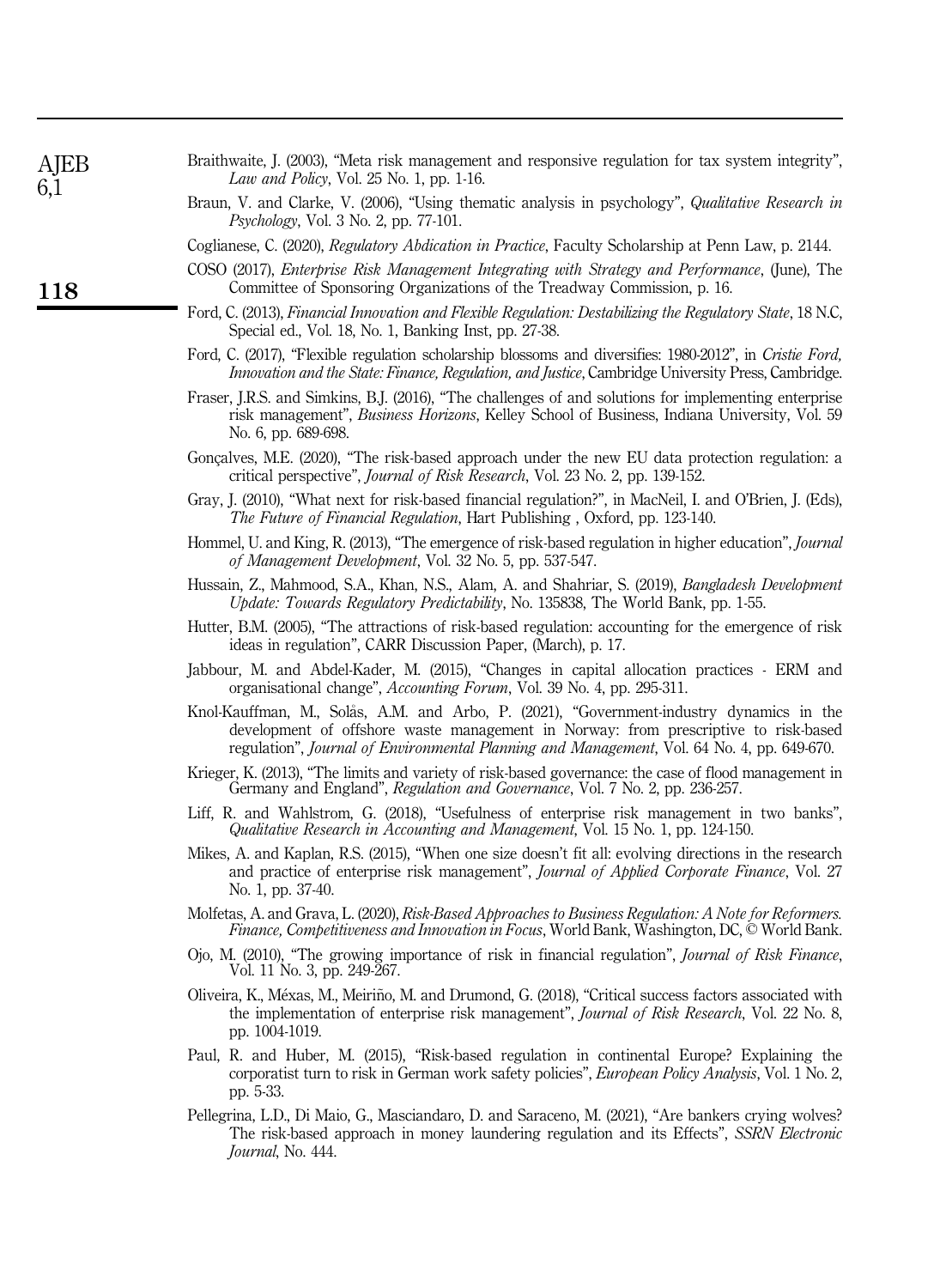Braithwaite, J. (2003), "Meta risk management and responsive regulation for tax system integrity", *Law and Policy*, Vol. 25 No. 1, pp. 1-16.

Braun, V. and Clarke, V. (2006), "Using thematic analysis in psychology", *Qualitative Research in Psychology*, Vol. 3 No. 2, pp. 77-101.

Coglianese, C. (2020), *Regulatory Abdication in Practice*, Faculty Scholarship at Penn Law, p. 2144.

COSO (2017), *Enterprise Risk Management Integrating with Strategy and Performance*, (June), The Committee of Sponsoring Organizations of the Treadway Commission, p. 16.

Ford, C. (2013), *Financial Innovation and Flexible Regulation: Destabilizing the Regulatory State*, 18 N.C, Special ed., Vol. 18, No. 1, Banking Inst, pp. 27-38.

Ford, C. (2017), "Flexible regulation scholarship blossoms and diversifies: 1980-2012", in *Cristie Ford, Innovation and the State: Finance, Regulation, and Justice*, Cambridge University Press, Cambridge.

Fraser, J.R.S. and Simkins, B.J. (2016), "The challenges of and solutions for implementing enterprise risk management", *Business Horizons*, Kelley School of Business, Indiana University, Vol. 59 No. 6, pp. 689-698.

Gonçalves, M.E. (2020), "The risk-based approach under the new EU data protection regulation: a critical perspective", *Journal of Risk Research*, Vol. 23 No. 2, pp. 139-152.

Gray, J. (2010), "What next for risk-based financial regulation?", in MacNeil, I. and O'Brien, J. (Eds), *The Future of Financial Regulation*, Hart Publishing , Oxford, pp. 123-140.

Hommel, U. and King, R. (2013), "The emergence of risk-based regulation in higher education", *Journal of Management Development*, Vol. 32 No. 5, pp. 537-547.

Hussain, Z., Mahmood, S.A., Khan, N.S., Alam, A. and Shahriar, S. (2019), *Bangladesh Development Update: Towards Regulatory Predictability*, No. 135838, The World Bank, pp. 1-55.

Hutter, B.M. (2005), "The attractions of risk-based regulation: accounting for the emergence of risk ideas in regulation", CARR Discussion Paper, (March), p. 17.

Jabbour, M. and Abdel-Kader, M. (2015), "Changes in capital allocation practices - ERM and organisational change", *Accounting Forum*, Vol. 39 No. 4, pp. 295-311.

Knol-Kauffman, M., Solås, A.M. and Arbo, P. (2021), "Government-industry dynamics in the development of offshore waste management in Norway: from prescriptive to risk-based regulation", *Journal of Environmental Planning and Management*, Vol. 64 No. 4, pp. 649-670.

Krieger, K. (2013), "The limits and variety of risk-based governance: the case of flood management in Germany and England", *Regulation and Governance*, Vol. 7 No. 2, pp. 236-257.

Liff, R. and Wahlstrom, G. (2018), "Usefulness of enterprise risk management in two banks", *Qualitative Research in Accounting and Management*, Vol. 15 No. 1, pp. 124-150.

Mikes, A. and Kaplan, R.S. (2015), "When one size doesn't fit all: evolving directions in the research and practice of enterprise risk management", *Journal of Applied Corporate Finance*, Vol. 27 No. 1, pp. 37-40.

Molfetas, A. and Grava, L. (2020), *Risk-Based Approaches to Business Regulation: A Note for Reformers. Finance, Competitiveness and Innovation in Focus*, World Bank, Washington, DC, © World Bank.

Ojo, M. (2010), "The growing importance of risk in financial regulation", *Journal of Risk Finance*, Vol. 11 No. 3, pp. 249-267.

Oliveira, K., Méxas, M., Meiriño, M. and Drumond, G. (2018), "Critical success factors associated with the implementation of enterprise risk management", *Journal of Risk Research*, Vol. 22 No. 8, pp. 1004-1019.

Paul, R. and Huber, M. (2015), "Risk-based regulation in continental Europe? Explaining the corporatist turn to risk in German work safety policies", *European Policy Analysis*, Vol. 1 No. 2, pp. 5-33.

Pellegrina, L.D., Di Maio, G., Masciandaro, D. and Saraceno, M. (2021), "Are bankers crying wolves? The risk-based approach in money laundering regulation and its Effects", *SSRN Electronic Journal*, No. 444.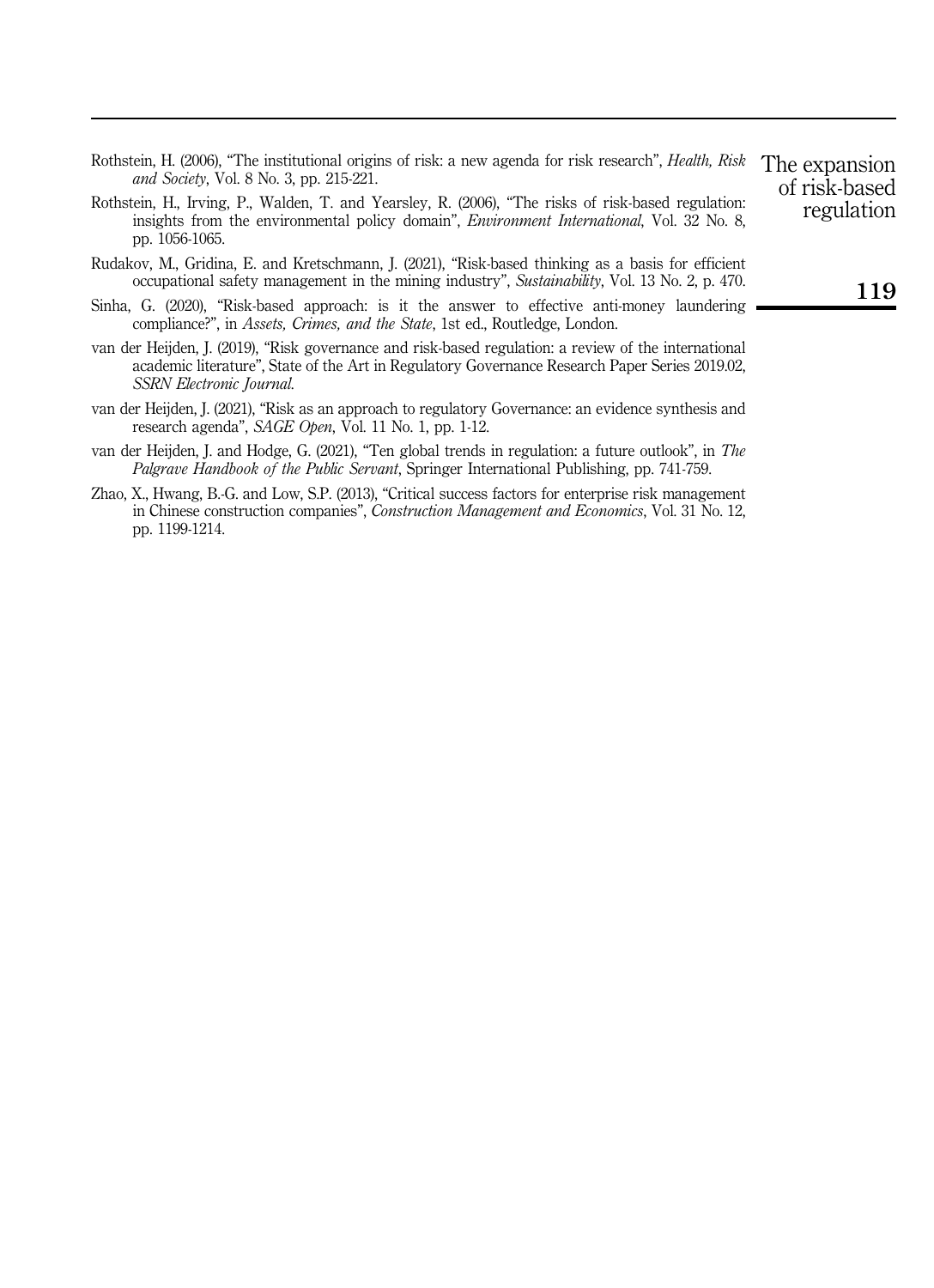Rothstein, H. (2006), "The institutional origins of risk: a new agenda for risk research", *Health, Risk and Society*, Vol. 8 No. 3, pp. 215-221.

Rothstein, H., Irving, P., Walden, T. and Yearsley, R. (2006), "The risks of risk-based regulation: insights from the environmental policy domain", *Environment International*, Vol. 32 No. 8, pp. 1056-1065.

Rudakov, M., Gridina, E. and Kretschmann, J. (2021), "Risk-based thinking as a basis for efficient occupational safety management in the mining industry", *Sustainability*, Vol. 13 No. 2, p. 470.

Sinha, G. (2020), "Risk-based approach: is it the answer to effective anti-money laundering compliance?", in *Assets, Crimes, and the State*, 1st ed., Routledge, London.

van der Heijden, J. (2019), "Risk governance and risk-based regulation: a review of the international academic literature", State of the Art in Regulatory Governance Research Paper Series 2019.02, *SSRN Electronic Journal*.

van der Heijden, J. (2021), "Risk as an approach to regulatory Governance: an evidence synthesis and research agenda", *SAGE Open*, Vol. 11 No. 1, pp. 1-12.

van der Heijden, J. and Hodge, G. (2021), "Ten global trends in regulation: a future outlook", in *The Palgrave Handbook of the Public Servant*, Springer International Publishing, pp. 741-759.

Zhao, X., Hwang, B.-G. and Low, S.P. (2013), "Critical success factors for enterprise risk management in Chinese construction companies", *Construction Management and Economics*, Vol. 31 No. 12, pp. 1199-1214.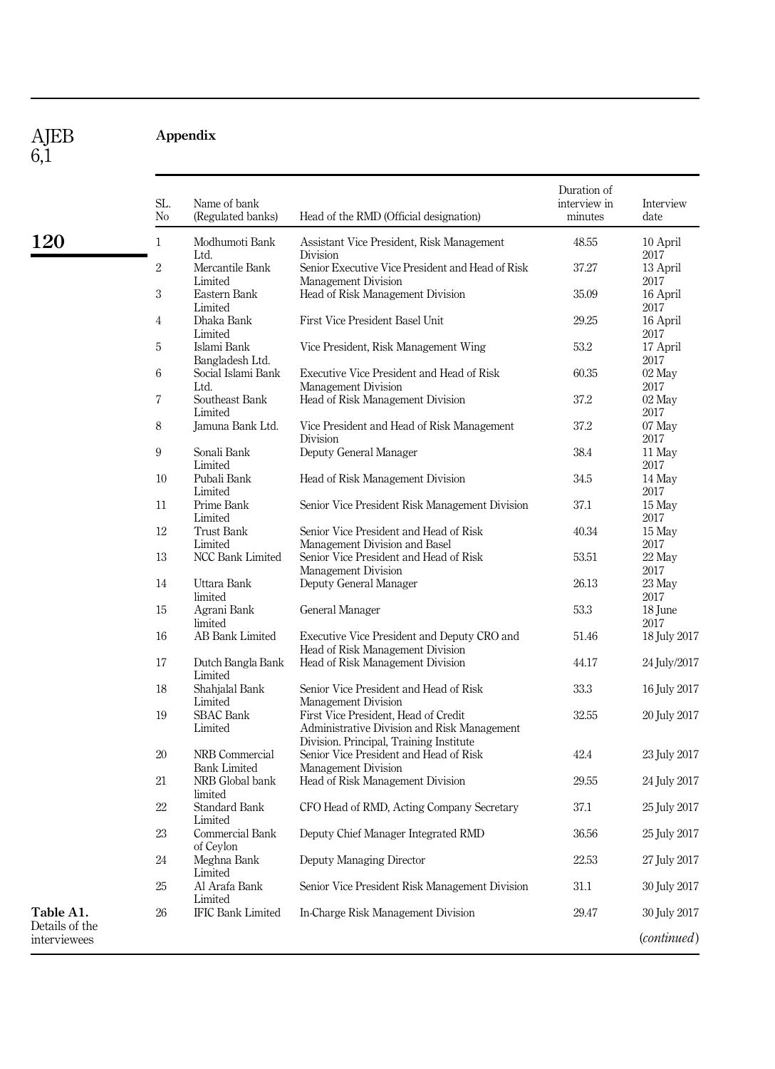## Appendix

**Table A1.** Details of the interviewees

| SL. No | Name of bank (Regulated banks) | Head of the RMD (Official designation) | Duration of interview in minutes | Interview date |
|---|---|---|---|---|
| 1 | Modhumoti Bank Ltd. | Assistant Vice President, Risk Management Division | 48.55 | 10 April 2017 |
| 2 | Mercantile Bank Limited | Senior Executive Vice President and Head of Risk Management Division | 37.27 | 13 April 2017 |
| 3 | Eastern Bank Limited | Head of Risk Management Division | 35.09 | 16 April 2017 |
| 4 | Dhaka Bank Limited | First Vice President Basel Unit | 29.25 | 16 April 2017 |
| 5 | Islami Bank Bangladesh Ltd. | Vice President, Risk Management Wing | 53.2 | 17 April 2017 |
| 6 | Social Islami Bank Ltd. | Executive Vice President and Head of Risk Management Division | 60.35 | 02 May 2017 |
| 7 | Southeast Bank Limited | Head of Risk Management Division | 37.2 | 02 May 2017 |
| 8 | Jamuna Bank Ltd. | Vice President and Head of Risk Management Division | 37.2 | 07 May 2017 |
| 9 | Sonali Bank Limited | Deputy General Manager | 38.4 | 11 May 2017 |
| 10 | Pubali Bank Limited | Head of Risk Management Division | 34.5 | 14 May 2017 |
| 11 | Prime Bank Limited | Senior Vice President Risk Management Division | 37.1 | 15 May 2017 |
| 12 | Trust Bank Limited | Senior Vice President and Head of Risk Management Division and Basel | 40.34 | 15 May 2017 |
| 13 | NCC Bank Limited | Senior Vice President and Head of Risk Management Division | 53.51 | 22 May 2017 |
| 14 | Uttara Bank limited | Deputy General Manager | 26.13 | 23 May 2017 |
| 15 | Agrani Bank limited | General Manager | 53.3 | 18 June 2017 |
| 16 | AB Bank Limited | Executive Vice President and Deputy CRO and Head of Risk Management Division | 51.46 | 18 July 2017 |
| 17 | Dutch Bangla Bank Limited | Head of Risk Management Division | 44.17 | 24 July/2017 |
| 18 | Shahjalal Bank Limited | Senior Vice President and Head of Risk Management Division | 33.3 | 16 July 2017 |
| 19 | SBAC Bank Limited | First Vice President, Head of Credit Administrative Division and Risk Management Division. Principal, Training Institute | 32.55 | 20 July 2017 |
| 20 | NRB Commercial Bank Limited | Senior Vice President and Head of Risk Management Division | 42.4 | 23 July 2017 |
| 21 | NRB Global bank limited | Head of Risk Management Division | 29.55 | 24 July 2017 |
| 22 | Standard Bank Limited | CFO Head of RMD, Acting Company Secretary | 37.1 | 25 July 2017 |
| 23 | Commercial Bank of Ceylon | Deputy Chief Manager Integrated RMD | 36.56 | 25 July 2017 |
| 24 | Meghna Bank Limited | Deputy Managing Director | 22.53 | 27 July 2017 |
| 25 | Al Arafa Bank Limited | Senior Vice President Risk Management Division | 31.1 | 30 July 2017 |
| 26 | IFIC Bank Limited | In-Charge Risk Management Division | 29.47 | 30 July 2017 |

(*continued*)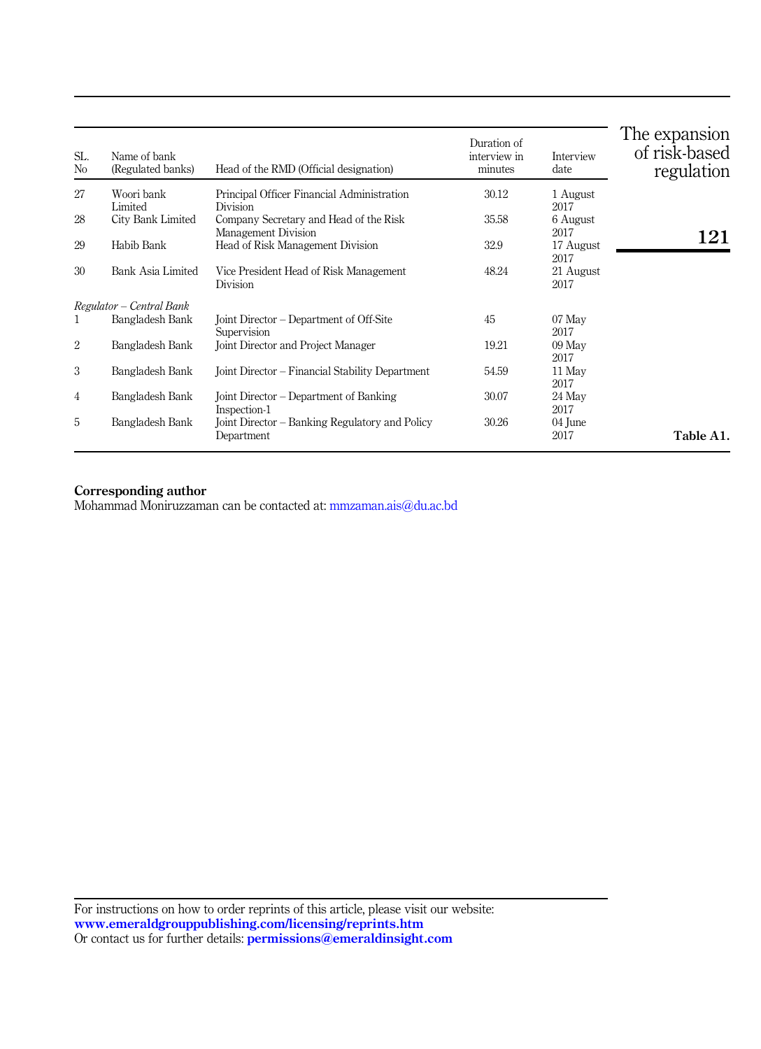| SL. No | Name of bank (Regulated banks) | Head of the RMD (Official designation) | Duration of interview in minutes | Interview date |
|---|---|---|---|---|
| 27 | Woori bank Limited | Principal Officer Financial Administration Division | 30.12 | 1 August 2017 |
| 28 | City Bank Limited | Company Secretary and Head of the Risk Management Division | 35.58 | 6 August 2017 |
| 29 | Habib Bank | Head of Risk Management Division | 32.9 | 17 August 2017 |
| 30 | Bank Asia Limited | Vice President Head of Risk Management Division | 48.24 | 21 August 2017 |
| *Regulator – Central Bank* | | | | |
| 1 | Bangladesh Bank | Joint Director – Department of Off-Site Supervision | 45 | 07 May 2017 |
| 2 | Bangladesh Bank | Joint Director and Project Manager | 19.21 | 09 May 2017 |
| 3 | Bangladesh Bank | Joint Director – Financial Stability Department | 54.59 | 11 May 2017 |
| 4 | Bangladesh Bank | Joint Director – Department of Banking Inspection-1 | 30.07 | 24 May 2017 |
| 5 | Bangladesh Bank | Joint Director – Banking Regulatory and Policy Department | 30.26 | 04 June 2017 |

**Table A1.**

**Corresponding author**
Mohammad Moniruzzaman can be contacted at: mmzaman.ais@du.ac.bd

For instructions on how to order reprints of this article, please visit our website:
**www.emeraldgrouppublishing.com/licensing/reprints.htm**
Or contact us for further details: **permissions@emeraldinsight.com**